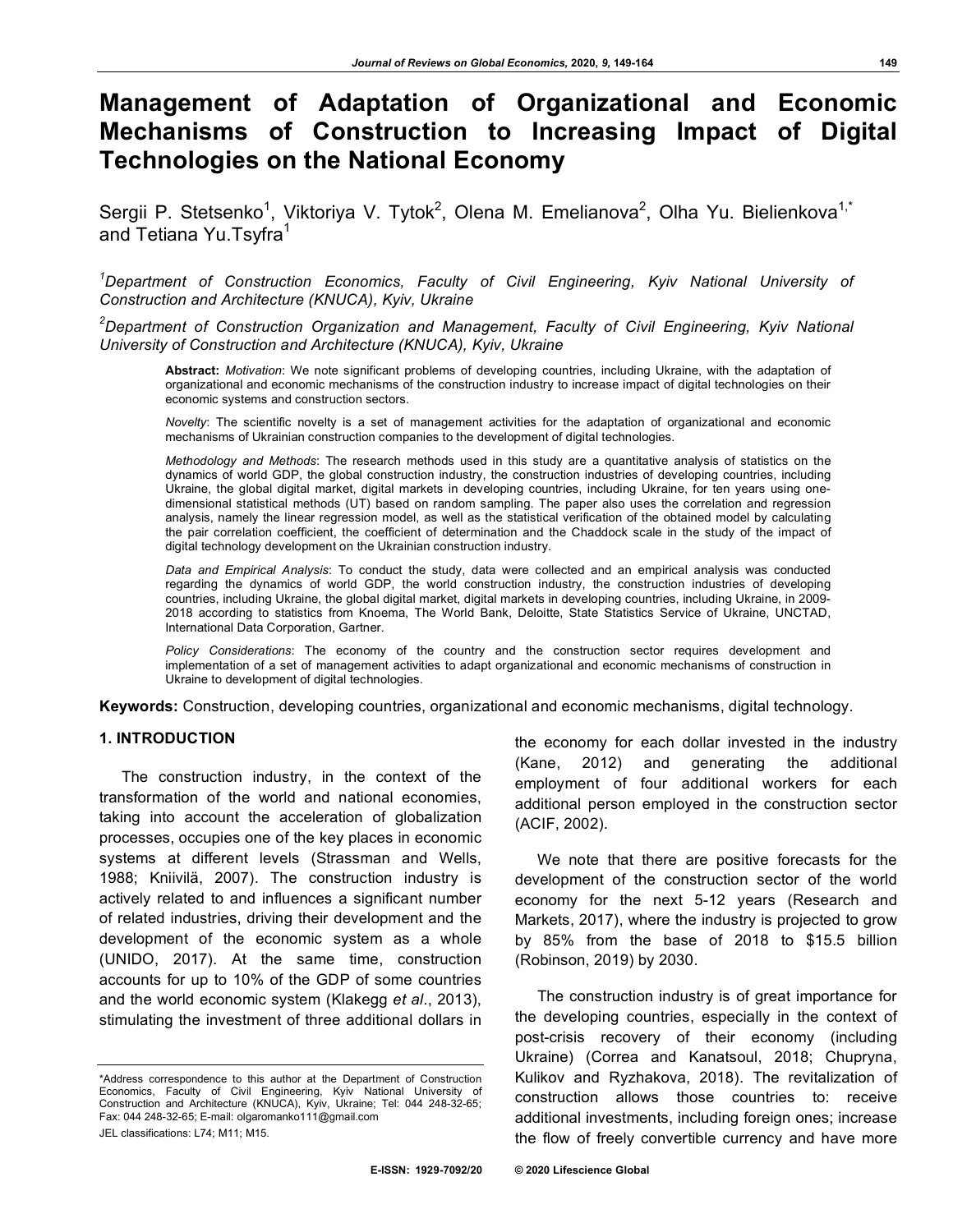# Management of Adaptation of Organizational and Economic Mechanisms of Construction to Increasing Impact of Digital Technologies on the National Economy

Sergii P. Stetsenko[1], Viktoriya V. Tytok[2], Olena M. Emelianova[2], Olha Yu. Bielienkova[1,*] and Tetiana Yu.Tsyfra[1]

*[1]Department of Construction Economics, Faculty of Civil Engineering, Kyiv National University of Construction and Architecture (KNUCA), Kyiv, Ukraine*

*[2]Department of Construction Organization and Management, Faculty of Civil Engineering, Kyiv National University of Construction and Architecture (KNUCA), Kyiv, Ukraine*

**Abstract:** *Motivation*: We note significant problems of developing countries, including Ukraine, with the adaptation of organizational and economic mechanisms of the construction industry to increase impact of digital technologies on their economic systems and construction sectors.

*Novelty*: The scientific novelty is a set of management activities for the adaptation of organizational and economic mechanisms of Ukrainian construction companies to the development of digital technologies.

*Methodology and Methods*: The research methods used in this study are a quantitative analysis of statistics on the dynamics of world GDP, the global construction industry, the construction industries of developing countries, including Ukraine, the global digital market, digital markets in developing countries, including Ukraine, for ten years using one-dimensional statistical methods (UT) based on random sampling. The paper also uses the correlation and regression analysis, namely the linear regression model, as well as the statistical verification of the obtained model by calculating the pair correlation coefficient, the coefficient of determination and the Chaddock scale in the study of the impact of digital technology development on the Ukrainian construction industry.

*Data and Empirical Analysis*: To conduct the study, data were collected and an empirical analysis was conducted regarding the dynamics of world GDP, the world construction industry, the construction industries of developing countries, including Ukraine, the global digital market, digital markets in developing countries, including Ukraine, in 2009-2018 according to statistics from Knoema, The World Bank, Deloitte, State Statistics Service of Ukraine, UNCTAD, International Data Corporation, Gartner.

*Policy Considerations*: The economy of the country and the construction sector requires development and implementation of a set of management activities to adapt organizational and economic mechanisms of construction in Ukraine to development of digital technologies.

**Keywords:** Construction, developing countries, organizational and economic mechanisms, digital technology.

## 1. INTRODUCTION

The construction industry, in the context of the transformation of the world and national economies, taking into account the acceleration of globalization processes, occupies one of the key places in economic systems at different levels (Strassman and Wells, 1988; Kniivilä, 2007). The construction industry is actively related to and influences a significant number of related industries, driving their development and the development of the economic system as a whole (UNIDO, 2017). At the same time, construction accounts for up to 10% of the GDP of some countries and the world economic system (Klakegg *et al*., 2013), stimulating the investment of three additional dollars in the economy for each dollar invested in the industry (Kane, 2012) and generating the additional employment of four additional workers for each additional person employed in the construction sector (ACIF, 2002).

We note that there are positive forecasts for the development of the construction sector of the world economy for the next 5-12 years (Research and Markets, 2017), where the industry is projected to grow by 85% from the base of 2018 to \$15.5 billion (Robinson, 2019) by 2030.

The construction industry is of great importance for the developing countries, especially in the context of post-crisis recovery of their economy (including Ukraine) (Correa and Kanatsoul, 2018; Chupryna, Kulikov and Ryzhakova, 2018). The revitalization of construction allows those countries to: receive additional investments, including foreign ones; increase the flow of freely convertible currency and have more

\*Address correspondence to this author at the Department of Construction Economics, Faculty of Civil Engineering, Kyiv National University of Construction and Architecture (KNUCA), Kyiv, Ukraine; Tel: 044 248-32-65; Fax: 044 248-32-65; E-mail: olgaromanko111@gmail.com

JEL classifications: L74; M11; M15.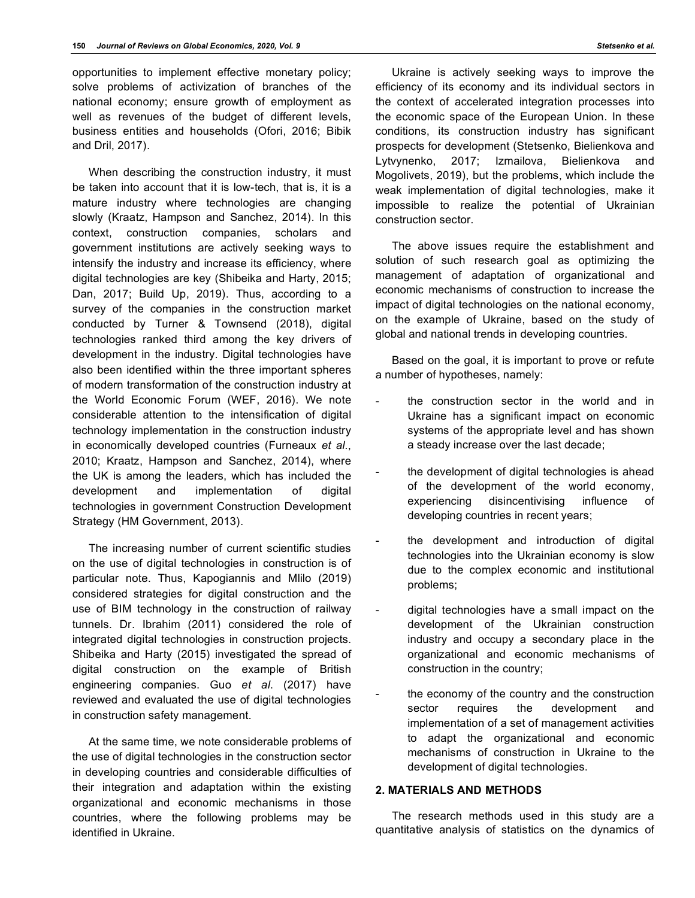opportunities to implement effective monetary policy; solve problems of activization of branches of the national economy; ensure growth of employment as well as revenues of the budget of different levels, business entities and households (Ofori, 2016; Bibik and Dril, 2017).

When describing the construction industry, it must be taken into account that it is low-tech, that is, it is a mature industry where technologies are changing slowly (Kraatz, Hampson and Sanchez, 2014). In this context, construction companies, scholars and government institutions are actively seeking ways to intensify the industry and increase its efficiency, where digital technologies are key (Shibeika and Harty, 2015; Dan, 2017; Build Up, 2019). Thus, according to a survey of the companies in the construction market conducted by Turner & Townsend (2018), digital technologies ranked third among the key drivers of development in the industry. Digital technologies have also been identified within the three important spheres of modern transformation of the construction industry at the World Economic Forum (WEF, 2016). We note considerable attention to the intensification of digital technology implementation in the construction industry in economically developed countries (Furneaux *et al*., 2010; Kraatz, Hampson and Sanchez, 2014), where the UK is among the leaders, which has included the development and implementation of digital technologies in government Construction Development Strategy (HM Government, 2013).

The increasing number of current scientific studies on the use of digital technologies in construction is of particular note. Thus, Kapogiannis and Mlilo (2019) considered strategies for digital construction and the use of BIM technology in the construction of railway tunnels. Dr. Ibrahim (2011) considered the role of integrated digital technologies in construction projects. Shibeika and Harty (2015) investigated the spread of digital construction on the example of British engineering companies. Guo *et al*. (2017) have reviewed and evaluated the use of digital technologies in construction safety management.

At the same time, we note considerable problems of the use of digital technologies in the construction sector in developing countries and considerable difficulties of their integration and adaptation within the existing organizational and economic mechanisms in those countries, where the following problems may be identified in Ukraine.

Ukraine is actively seeking ways to improve the efficiency of its economy and its individual sectors in the context of accelerated integration processes into the economic space of the European Union. In these conditions, its construction industry has significant prospects for development (Stetsenko, Bielienkova and Lytvynenko, 2017; Izmailova, Bielienkova and Mogolivets, 2019), but the problems, which include the weak implementation of digital technologies, make it impossible to realize the potential of Ukrainian construction sector.

The above issues require the establishment and solution of such research goal as optimizing the management of adaptation of organizational and economic mechanisms of construction to increase the impact of digital technologies on the national economy, on the example of Ukraine, based on the study of global and national trends in developing countries.

Based on the goal, it is important to prove or refute a number of hypotheses, namely:

- the construction sector in the world and in Ukraine has a significant impact on economic systems of the appropriate level and has shown a steady increase over the last decade;
- the development of digital technologies is ahead of the development of the world economy, experiencing disincentivising influence of developing countries in recent years;
- the development and introduction of digital technologies into the Ukrainian economy is slow due to the complex economic and institutional problems;
- digital technologies have a small impact on the development of the Ukrainian construction industry and occupy a secondary place in the organizational and economic mechanisms of construction in the country;
- the economy of the country and the construction sector requires the development and implementation of a set of management activities to adapt the organizational and economic mechanisms of construction in Ukraine to the development of digital technologies.

## 2. MATERIALS AND METHODS

The research methods used in this study are a quantitative analysis of statistics on the dynamics of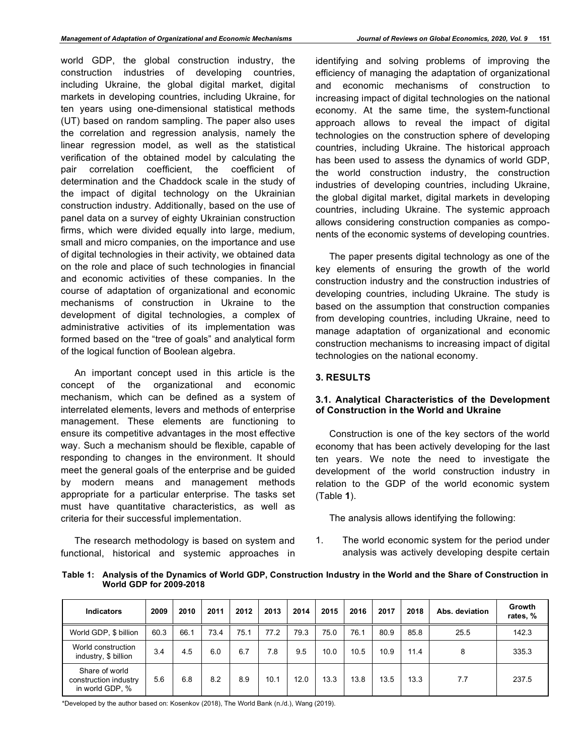world GDP, the global construction industry, the construction industries of developing countries, including Ukraine, the global digital market, digital markets in developing countries, including Ukraine, for ten years using one-dimensional statistical methods (UT) based on random sampling. The paper also uses the correlation and regression analysis, namely the linear regression model, as well as the statistical verification of the obtained model by calculating the pair correlation coefficient, the coefficient of determination and the Chaddock scale in the study of the impact of digital technology on the Ukrainian construction industry. Additionally, based on the use of panel data on a survey of eighty Ukrainian construction firms, which were divided equally into large, medium, small and micro companies, on the importance and use of digital technologies in their activity, we obtained data on the role and place of such technologies in financial and economic activities of these companies. In the course of adaptation of organizational and economic mechanisms of construction in Ukraine to the development of digital technologies, a complex of administrative activities of its implementation was formed based on the "tree of goals" and analytical form of the logical function of Boolean algebra.

An important concept used in this article is the concept of the organizational and economic mechanism, which can be defined as a system of interrelated elements, levers and methods of enterprise management. These elements are functioning to ensure its competitive advantages in the most effective way. Such a mechanism should be flexible, capable of responding to changes in the environment. It should meet the general goals of the enterprise and be guided by modern means and management methods appropriate for a particular enterprise. The tasks set must have quantitative characteristics, as well as criteria for their successful implementation.

The research methodology is based on system and functional, historical and systemic approaches in identifying and solving problems of improving the efficiency of managing the adaptation of organizational and economic mechanisms of construction to increasing impact of digital technologies on the national economy. At the same time, the system-functional approach allows to reveal the impact of digital technologies on the construction sphere of developing countries, including Ukraine. The historical approach has been used to assess the dynamics of world GDP, the world construction industry, the construction industries of developing countries, including Ukraine, the global digital market, digital markets in developing countries, including Ukraine. The systemic approach allows considering construction companies as components of the economic systems of developing countries.

The paper presents digital technology as one of the key elements of ensuring the growth of the world construction industry and the construction industries of developing countries, including Ukraine. The study is based on the assumption that construction companies from developing countries, including Ukraine, need to manage adaptation of organizational and economic construction mechanisms to increasing impact of digital technologies on the national economy.

## 3. RESULTS

### 3.1. Analytical Characteristics of the Development of Construction in the World and Ukraine

Construction is one of the key sectors of the world economy that has been actively developing for the last ten years. We note the need to investigate the development of the world construction industry in relation to the GDP of the world economic system (Table **1**).

The analysis allows identifying the following:

1. The world economic system for the period under analysis was actively developing despite certain

**Table 1: Analysis of the Dynamics of World GDP, Construction Industry in the World and the Share of Construction in World GDP for 2009-2018**

| Indicators | 2009 | 2010 | 2011 | 2012 | 2013 | 2014 | 2015 | 2016 | 2017 | 2018 | Abs. deviation | Growth rates, % |
|---|---|---|---|---|---|---|---|---|---|---|---|---|
| World GDP, $ billion | 60.3 | 66.1 | 73.4 | 75.1 | 77.2 | 79.3 | 75.0 | 76.1 | 80.9 | 85.8 | 25.5 | 142.3 |
| World construction industry, $ billion | 3.4 | 4.5 | 6.0 | 6.7 | 7.8 | 9.5 | 10.0 | 10.5 | 10.9 | 11.4 | 8 | 335.3 |
| Share of world construction industry in world GDP, % | 5.6 | 6.8 | 8.2 | 8.9 | 10.1 | 12.0 | 13.3 | 13.8 | 13.5 | 13.3 | 7.7 | 237.5 |

*Developed by the author based on: Kosenkov (2018), The World Bank (n./d.), Wang (2019).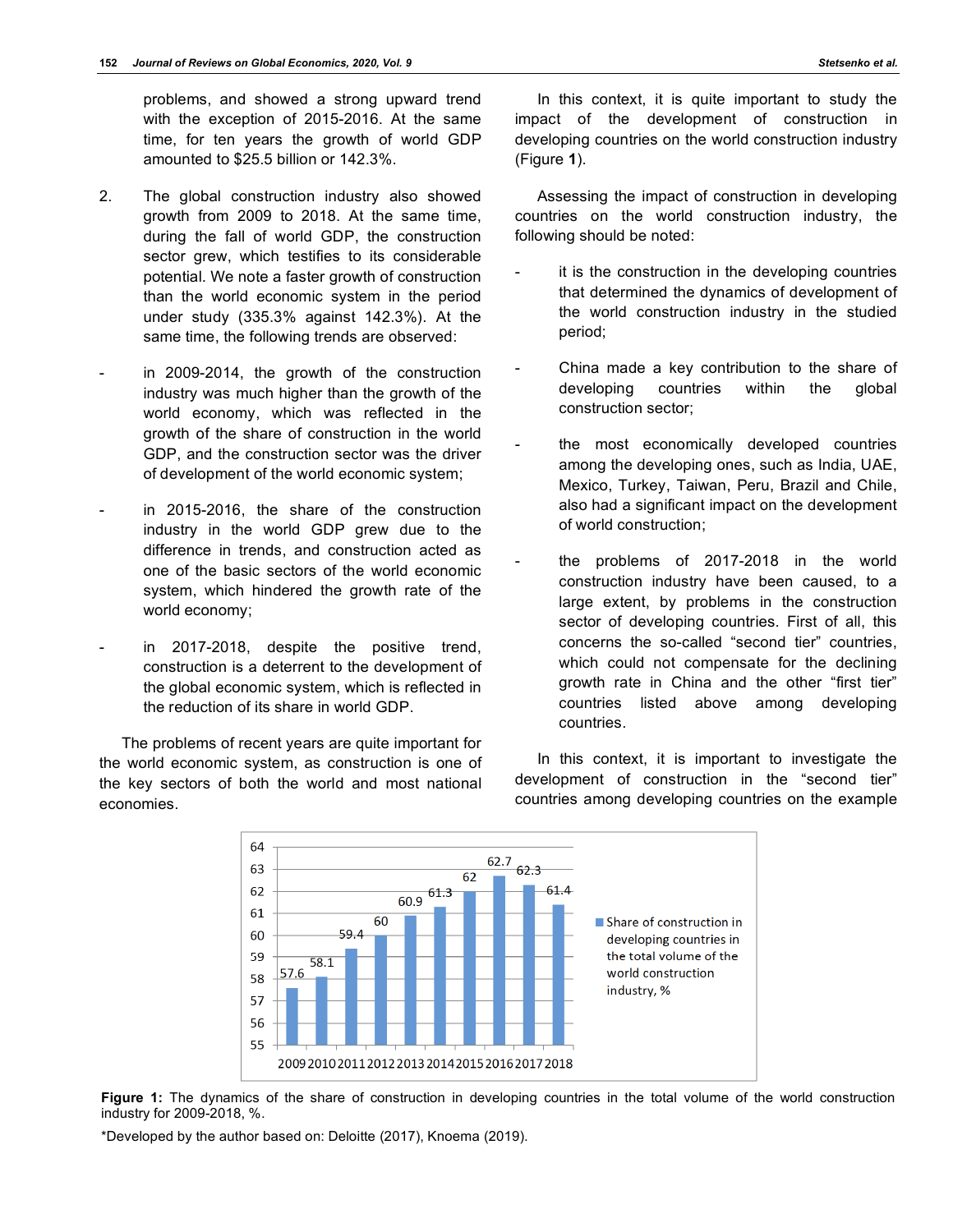problems, and showed a strong upward trend with the exception of 2015-2016. At the same time, for ten years the growth of world GDP amounted to $25.5 billion or 142.3%.

2. The global construction industry also showed growth from 2009 to 2018. At the same time, during the fall of world GDP, the construction sector grew, which testifies to its considerable potential. We note a faster growth of construction than the world economic system in the period under study (335.3% against 142.3%). At the same time, the following trends are observed:

- in 2009-2014, the growth of the construction industry was much higher than the growth of the world economy, which was reflected in the growth of the share of construction in the world GDP, and the construction sector was the driver of development of the world economic system;

- in 2015-2016, the share of the construction industry in the world GDP grew due to the difference in trends, and construction acted as one of the basic sectors of the world economic system, which hindered the growth rate of the world economy;

- in 2017-2018, despite the positive trend, construction is a deterrent to the development of the global economic system, which is reflected in the reduction of its share in world GDP.

The problems of recent years are quite important for the world economic system, as construction is one of the key sectors of both the world and most national economies.

In this context, it is quite important to study the impact of the development of construction in developing countries on the world construction industry (Figure **1**).

Assessing the impact of construction in developing countries on the world construction industry, the following should be noted:

- it is the construction in the developing countries that determined the dynamics of development of the world construction industry in the studied period;

- China made a key contribution to the share of developing countries within the global construction sector;

- the most economically developed countries among the developing ones, such as India, UAE, Mexico, Turkey, Taiwan, Peru, Brazil and Chile, also had a significant impact on the development of world construction;

- the problems of 2017-2018 in the world construction industry have been caused, to a large extent, by problems in the construction sector of developing countries. First of all, this concerns the so-called "second tier" countries, which could not compensate for the declining growth rate in China and the other "first tier" countries listed above among developing countries.

In this context, it is important to investigate the development of construction in the "second tier" countries among developing countries on the example

| Year | 2009 | 2010 | 2011 | 2012 | 2013 | 2014 | 2015 | 2016 | 2017 | 2018 |
|---|---|---|---|---|---|---|---|---|---|---|
| Share of construction in developing countries in the total volume of the world construction industry, % | 57.6 | 58.1 | 59.4 | 60 | 60.9 | 61.3 | 62 | 62.7 | 62.3 | 61.4 |

**Figure 1:** The dynamics of the share of construction in developing countries in the total volume of the world construction industry for 2009-2018, %.

*Developed by the author based on: Deloitte (2017), Knoema (2019).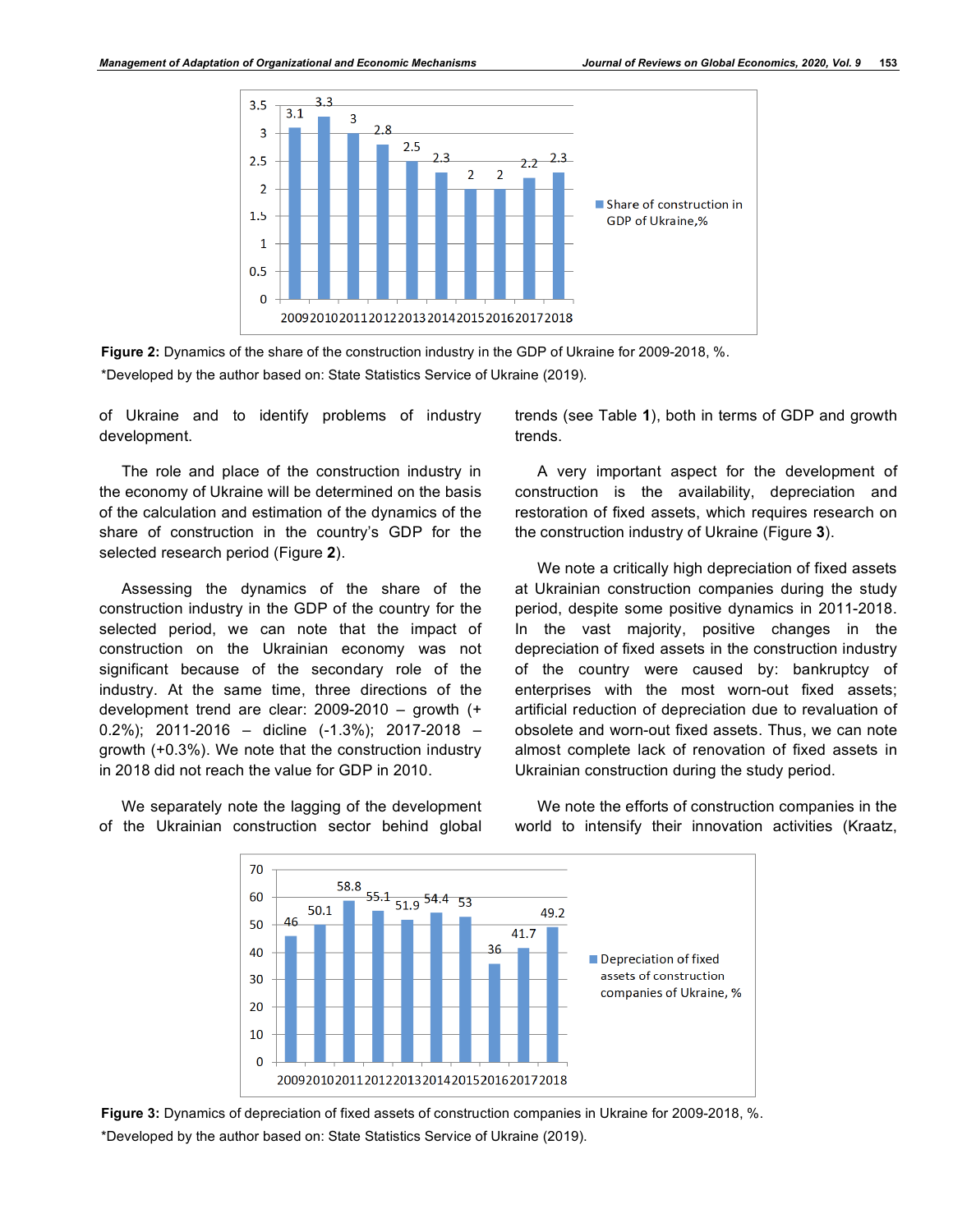Figure 2: Dynamics of the share of the construction industry in the GDP of Ukraine for 2009-2018, %.

*Developed by the author based on: State Statistics Service of Ukraine (2019).

of Ukraine and to identify problems of industry development.

The role and place of the construction industry in the economy of Ukraine will be determined on the basis of the calculation and estimation of the dynamics of the share of construction in the country's GDP for the selected research period (Figure **2**).

Assessing the dynamics of the share of the construction industry in the GDP of the country for the selected period, we can note that the impact of construction on the Ukrainian economy was not significant because of the secondary role of the industry. At the same time, three directions of the development trend are clear: 2009-2010 – growth (+ 0.2%); 2011-2016 – dicline (-1.3%); 2017-2018 – growth (+0.3%). We note that the construction industry in 2018 did not reach the value for GDP in 2010.

We separately note the lagging of the development of the Ukrainian construction sector behind global trends (see Table **1**), both in terms of GDP and growth trends.

A very important aspect for the development of construction is the availability, depreciation and restoration of fixed assets, which requires research on the construction industry of Ukraine (Figure **3**).

We note a critically high depreciation of fixed assets at Ukrainian construction companies during the study period, despite some positive dynamics in 2011-2018. In the vast majority, positive changes in the depreciation of fixed assets in the construction industry of the country were caused by: bankruptcy of enterprises with the most worn-out fixed assets; artificial reduction of depreciation due to revaluation of obsolete and worn-out fixed assets. Thus, we can note almost complete lack of renovation of fixed assets in Ukrainian construction during the study period.

We note the efforts of construction companies in the world to intensify their innovation activities (Kraatz,

Figure 3: Dynamics of depreciation of fixed assets of construction companies in Ukraine for 2009-2018, %.

*Developed by the author based on: State Statistics Service of Ukraine (2019).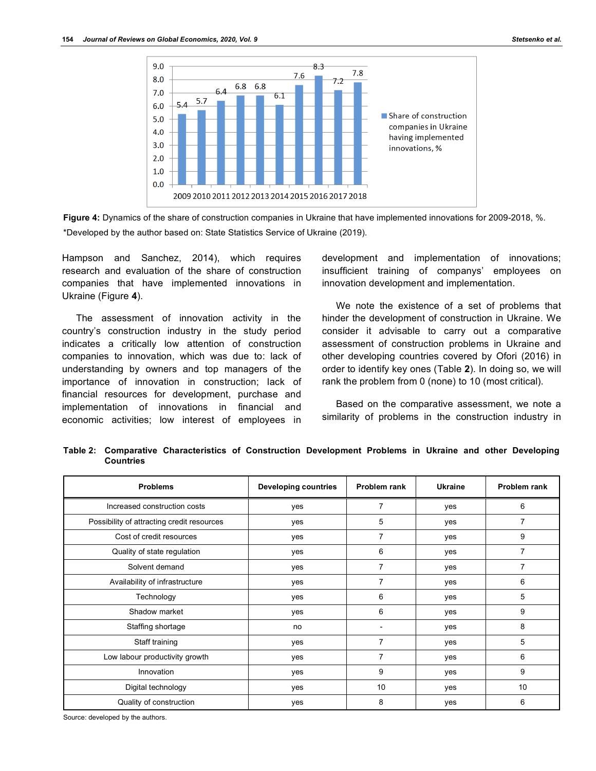**Figure 4:** Dynamics of the share of construction companies in Ukraine that have implemented innovations for 2009-2018, %.

*Developed by the author based on: State Statistics Service of Ukraine (2019).

Hampson and Sanchez, 2014), which requires research and evaluation of the share of construction companies that have implemented innovations in Ukraine (Figure **4**).

The assessment of innovation activity in the country's construction industry in the study period indicates a critically low attention of construction companies to innovation, which was due to: lack of understanding by owners and top managers of the importance of innovation in construction; lack of financial resources for development, purchase and implementation of innovations in financial and economic activities; low interest of employees in development and implementation of innovations; insufficient training of companys' employees on innovation development and implementation.

We note the existence of a set of problems that hinder the development of construction in Ukraine. We consider it advisable to carry out a comparative assessment of construction problems in Ukraine and other developing countries covered by Ofori (2016) in order to identify key ones (Table **2**). In doing so, we will rank the problem from 0 (none) to 10 (most critical).

Based on the comparative assessment, we note a similarity of problems in the construction industry in

**Table 2: Comparative Characteristics of Construction Development Problems in Ukraine and other Developing Countries**

| Problems | Developing countries | Problem rank | Ukraine | Problem rank |
|---|---|---|---|---|
| Increased construction costs | yes | 7 | yes | 6 |
| Possibility of attracting credit resources | yes | 5 | yes | 7 |
| Cost of credit resources | yes | 7 | yes | 9 |
| Quality of state regulation | yes | 6 | yes | 7 |
| Solvent demand | yes | 7 | yes | 7 |
| Availability of infrastructure | yes | 7 | yes | 6 |
| Technology | yes | 6 | yes | 5 |
| Shadow market | yes | 6 | yes | 9 |
| Staffing shortage | no | - | yes | 8 |
| Staff training | yes | 7 | yes | 5 |
| Low labour productivity growth | yes | 7 | yes | 6 |
| Innovation | yes | 9 | yes | 9 |
| Digital technology | yes | 10 | yes | 10 |
| Quality of construction | yes | 8 | yes | 6 |

Source: developed by the authors.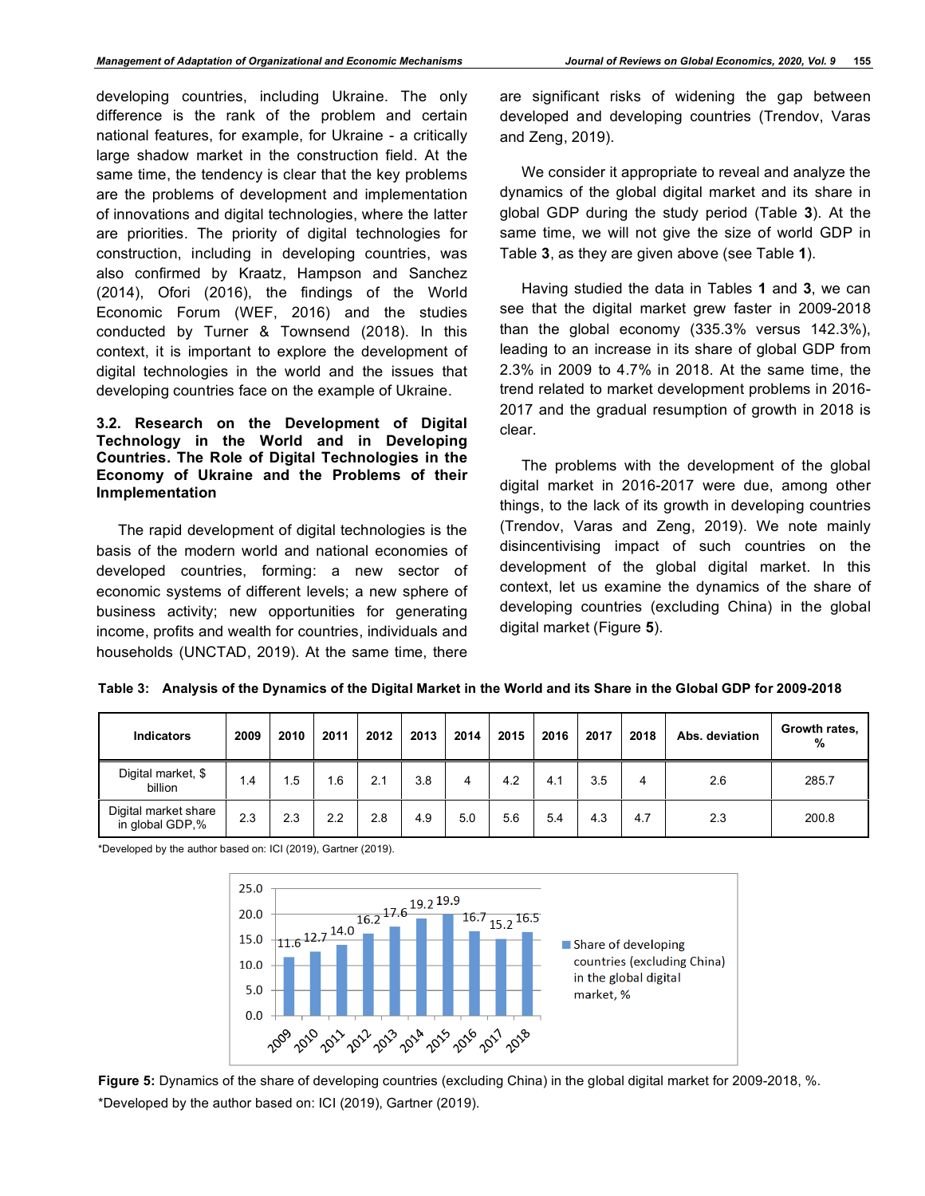developing countries, including Ukraine. The only difference is the rank of the problem and certain national features, for example, for Ukraine - a critically large shadow market in the construction field. At the same time, the tendency is clear that the key problems are the problems of development and implementation of innovations and digital technologies, where the latter are priorities. The priority of digital technologies for construction, including in developing countries, was also confirmed by Kraatz, Hampson and Sanchez (2014), Ofori (2016), the findings of the World Economic Forum (WEF, 2016) and the studies conducted by Turner & Townsend (2018). In this context, it is important to explore the development of digital technologies in the world and the issues that developing countries face on the example of Ukraine.

### 3.2. Research on the Development of Digital Technology in the World and in Developing Countries. The Role of Digital Technologies in the Economy of Ukraine and the Problems of their Innplementation

The rapid development of digital technologies is the basis of the modern world and national economies of developed countries, forming: a new sector of economic systems of different levels; a new sphere of business activity; new opportunities for generating income, profits and wealth for countries, individuals and households (UNCTAD, 2019). At the same time, there are significant risks of widening the gap between developed and developing countries (Trendov, Varas and Zeng, 2019).

We consider it appropriate to reveal and analyze the dynamics of the global digital market and its share in global GDP during the study period (Table **3**). At the same time, we will not give the size of world GDP in Table **3**, as they are given above (see Table **1**).

Having studied the data in Tables **1** and **3**, we can see that the digital market grew faster in 2009-2018 than the global economy (335.3% versus 142.3%), leading to an increase in its share of global GDP from 2.3% in 2009 to 4.7% in 2018. At the same time, the trend related to market development problems in 2016-2017 and the gradual resumption of growth in 2018 is clear.

The problems with the development of the global digital market in 2016-2017 were due, among other things, to the lack of its growth in developing countries (Trendov, Varas and Zeng, 2019). We note mainly disincentivising impact of such countries on the development of the global digital market. In this context, let us examine the dynamics of the share of developing countries (excluding China) in the global digital market (Figure **5**).

**Table 3: Analysis of the Dynamics of the Digital Market in the World and its Share in the Global GDP for 2009-2018**

| Indicators | 2009 | 2010 | 2011 | 2012 | 2013 | 2014 | 2015 | 2016 | 2017 | 2018 | Abs. deviation | Growth rates, % |
|---|---|---|---|---|---|---|---|---|---|---|---|---|
| Digital market, $ billion | 1.4 | 1.5 | 1.6 | 2.1 | 3.8 | 4 | 4.2 | 4.1 | 3.5 | 4 | 2.6 | 285.7 |
| Digital market share in global GDP,% | 2.3 | 2.3 | 2.2 | 2.8 | 4.9 | 5.0 | 5.6 | 5.4 | 4.3 | 4.7 | 2.3 | 200.8 |

*Developed by the author based on: ICI (2019), Gartner (2019).

| Year | 2009 | 2010 | 2011 | 2012 | 2013 | 2014 | 2015 | 2016 | 2017 | 2018 |
|---|---|---|---|---|---|---|---|---|---|---|
| Share of developing countries (excluding China) in the global digital market, % | 11.6 | 12.7 | 14.0 | 16.2 | 17.6 | 19.2 | 19.9 | 16.7 | 15.2 | 16.5 |

**Figure 5:** Dynamics of the share of developing countries (excluding China) in the global digital market for 2009-2018, %.

*Developed by the author based on: ICI (2019), Gartner (2019).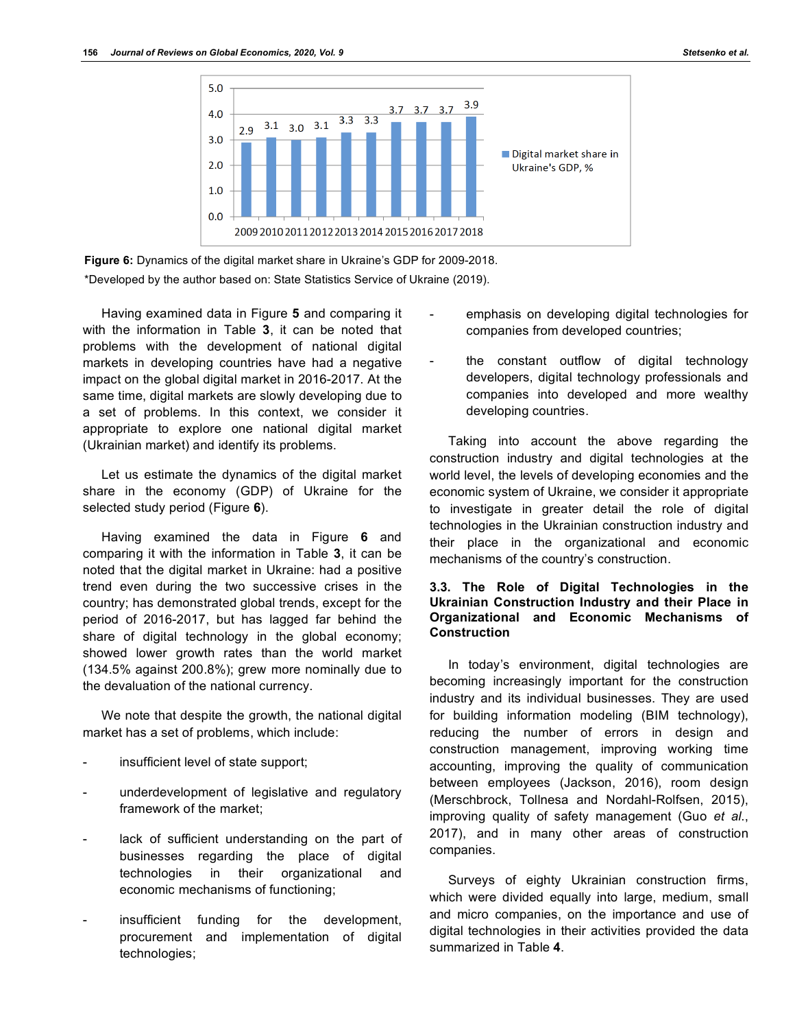**Figure 6:** Dynamics of the digital market share in Ukraine's GDP for 2009-2018.

*Developed by the author based on: State Statistics Service of Ukraine (2019).

Having examined data in Figure **5** and comparing it with the information in Table **3**, it can be noted that problems with the development of national digital markets in developing countries have had a negative impact on the global digital market in 2016-2017. At the same time, digital markets are slowly developing due to a set of problems. In this context, we consider it appropriate to explore one national digital market (Ukrainian market) and identify its problems.

Let us estimate the dynamics of the digital market share in the economy (GDP) of Ukraine for the selected study period (Figure **6**).

Having examined the data in Figure **6** and comparing it with the information in Table **3**, it can be noted that the digital market in Ukraine: had a positive trend even during the two successive crises in the country; has demonstrated global trends, except for the period of 2016-2017, but has lagged far behind the share of digital technology in the global economy; showed lower growth rates than the world market (134.5% against 200.8%); grew more nominally due to the devaluation of the national currency.

We note that despite the growth, the national digital market has a set of problems, which include:

- insufficient level of state support;
- underdevelopment of legislative and regulatory framework of the market;
- lack of sufficient understanding on the part of businesses regarding the place of digital technologies in their organizational and economic mechanisms of functioning;
- insufficient funding for the development, procurement and implementation of digital technologies;
- emphasis on developing digital technologies for companies from developed countries;
- the constant outflow of digital technology developers, digital technology professionals and companies into developed and more wealthy developing countries.

Taking into account the above regarding the construction industry and digital technologies at the world level, the levels of developing economies and the economic system of Ukraine, we consider it appropriate to investigate in greater detail the role of digital technologies in the Ukrainian construction industry and their place in the organizational and economic mechanisms of the country's construction.

### 3.3. The Role of Digital Technologies in the Ukrainian Construction Industry and their Place in Organizational and Economic Mechanisms of Construction

In today's environment, digital technologies are becoming increasingly important for the construction industry and its individual businesses. They are used for building information modeling (BIM technology), reducing the number of errors in design and construction management, improving working time accounting, improving the quality of communication between employees (Jackson, 2016), room design (Merschbrock, Tollnesa and Nordahl-Rolfsen, 2015), improving quality of safety management (Guo *et al.*, 2017), and in many other areas of construction companies.

Surveys of eighty Ukrainian construction firms, which were divided equally into large, medium, small and micro companies, on the importance and use of digital technologies in their activities provided the data summarized in Table **4**.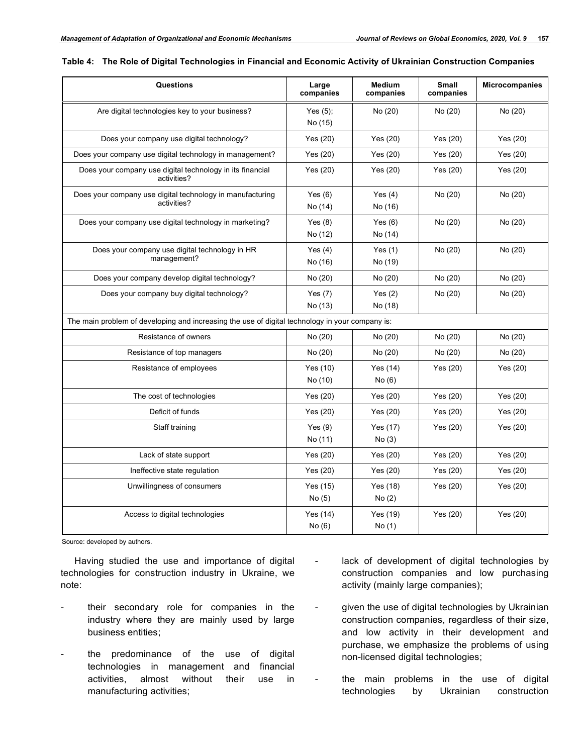**Table 4: The Role of Digital Technologies in Financial and Economic Activity of Ukrainian Construction Companies**

| Questions | Large companies | Medium companies | Small companies | Microcompanies |
|---|---|---|---|---|
| Are digital technologies key to your business? | Yes (5); No (15) | No (20) | No (20) | No (20) |
| Does your company use digital technology? | Yes (20) | Yes (20) | Yes (20) | Yes (20) |
| Does your company use digital technology in management? | Yes (20) | Yes (20) | Yes (20) | Yes (20) |
| Does your company use digital technology in its financial activities? | Yes (20) | Yes (20) | Yes (20) | Yes (20) |
| Does your company use digital technology in manufacturing activities? | Yes (6) No (14) | Yes (4) No (16) | No (20) | No (20) |
| Does your company use digital technology in marketing? | Yes (8) No (12) | Yes (6) No (14) | No (20) | No (20) |
| Does your company use digital technology in HR management? | Yes (4) No (16) | Yes (1) No (19) | No (20) | No (20) |
| Does your company develop digital technology? | No (20) | No (20) | No (20) | No (20) |
| Does your company buy digital technology? | Yes (7) No (13) | Yes (2) No (18) | No (20) | No (20) |
| The main problem of developing and increasing the use of digital technology in your company is: | | | | |
| Resistance of owners | No (20) | No (20) | No (20) | No (20) |
| Resistance of top managers | No (20) | No (20) | No (20) | No (20) |
| Resistance of employees | Yes (10) No (10) | Yes (14) No (6) | Yes (20) | Yes (20) |
| The cost of technologies | Yes (20) | Yes (20) | Yes (20) | Yes (20) |
| Deficit of funds | Yes (20) | Yes (20) | Yes (20) | Yes (20) |
| Staff training | Yes (9) No (11) | Yes (17) No (3) | Yes (20) | Yes (20) |
| Lack of state support | Yes (20) | Yes (20) | Yes (20) | Yes (20) |
| Ineffective state regulation | Yes (20) | Yes (20) | Yes (20) | Yes (20) |
| Unwillingness of consumers | Yes (15) No (5) | Yes (18) No (2) | Yes (20) | Yes (20) |
| Access to digital technologies | Yes (14) No (6) | Yes (19) No (1) | Yes (20) | Yes (20) |

Source: developed by authors.

Having studied the use and importance of digital technologies for construction industry in Ukraine, we note:

- their secondary role for companies in the industry where they are mainly used by large business entities;
- the predominance of the use of digital technologies in management and financial activities, almost without their use in manufacturing activities;
- lack of development of digital technologies by construction companies and low purchasing activity (mainly large companies);
- given the use of digital technologies by Ukrainian construction companies, regardless of their size, and low activity in their development and purchase, we emphasize the problems of using non-licensed digital technologies;
- the main problems in the use of digital technologies by Ukrainian construction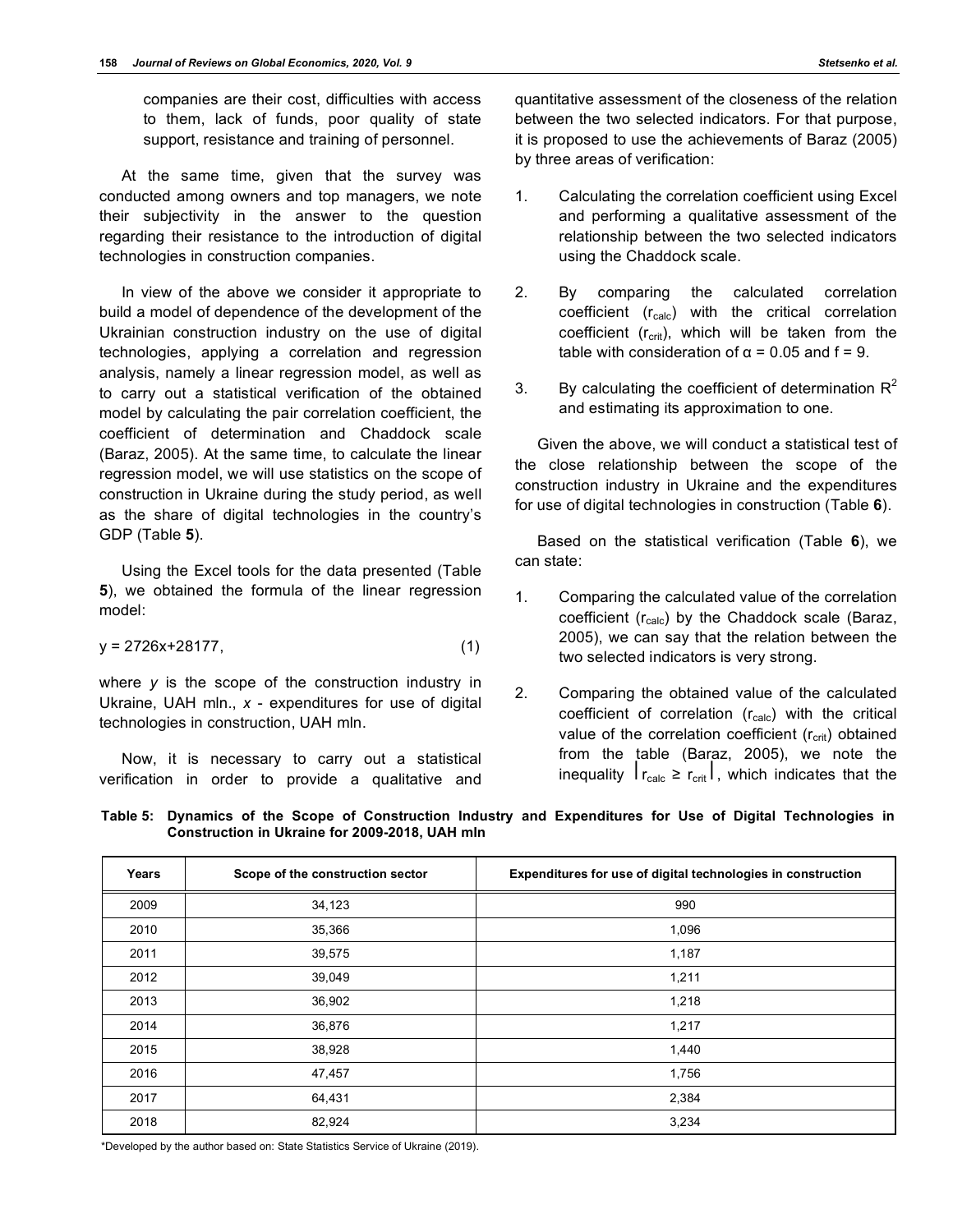companies are their cost, difficulties with access to them, lack of funds, poor quality of state support, resistance and training of personnel.

At the same time, given that the survey was conducted among owners and top managers, we note their subjectivity in the answer to the question regarding their resistance to the introduction of digital technologies in construction companies.

In view of the above we consider it appropriate to build a model of dependence of the development of the Ukrainian construction industry on the use of digital technologies, applying a correlation and regression analysis, namely a linear regression model, as well as to carry out a statistical verification of the obtained model by calculating the pair correlation coefficient, the coefficient of determination and Chaddock scale (Baraz, 2005). At the same time, to calculate the linear regression model, we will use statistics on the scope of construction in Ukraine during the study period, as well as the share of digital technologies in the country's GDP (Table **5**).

Using the Excel tools for the data presented (Table **5**), we obtained the formula of the linear regression model:

$$y = 2726x+28177, \qquad (1)$$

where $y$ is the scope of the construction industry in Ukraine, UAH mln., $x$ - expenditures for use of digital technologies in construction, UAH mln.

Now, it is necessary to carry out a statistical verification in order to provide a qualitative and quantitative assessment of the closeness of the relation between the two selected indicators. For that purpose, it is proposed to use the achievements of Baraz (2005) by three areas of verification:

1. Calculating the correlation coefficient using Excel and performing a qualitative assessment of the relationship between the two selected indicators using the Chaddock scale.
2. By comparing the calculated correlation coefficient ($r_{calc}$) with the critical correlation coefficient ($r_{crit}$), which will be taken from the table with consideration of $\alpha = 0.05$ and $f = 9$.
3. By calculating the coefficient of determination $R^2$ and estimating its approximation to one.

Given the above, we will conduct a statistical test of the close relationship between the scope of the construction industry in Ukraine and the expenditures for use of digital technologies in construction (Table **6**).

Based on the statistical verification (Table **6**), we can state:

1. Comparing the calculated value of the correlation coefficient ($r_{calc}$) by the Chaddock scale (Baraz, 2005), we can say that the relation between the two selected indicators is very strong.
2. Comparing the obtained value of the calculated coefficient of correlation ($r_{calc}$) with the critical value of the correlation coefficient ($r_{crit}$) obtained from the table (Baraz, 2005), we note the inequality $|r_{calc} \geq r_{crit}|$, which indicates that the

**Table 5: Dynamics of the Scope of Construction Industry and Expenditures for Use of Digital Technologies in Construction in Ukraine for 2009-2018, UAH mln**

| Years | Scope of the construction sector | Expenditures for use of digital technologies in construction |
|---|---|---|
| 2009 | 34,123 | 990 |
| 2010 | 35,366 | 1,096 |
| 2011 | 39,575 | 1,187 |
| 2012 | 39,049 | 1,211 |
| 2013 | 36,902 | 1,218 |
| 2014 | 36,876 | 1,217 |
| 2015 | 38,928 | 1,440 |
| 2016 | 47,457 | 1,756 |
| 2017 | 64,431 | 2,384 |
| 2018 | 82,924 | 3,234 |

*Developed by the author based on: State Statistics Service of Ukraine (2019).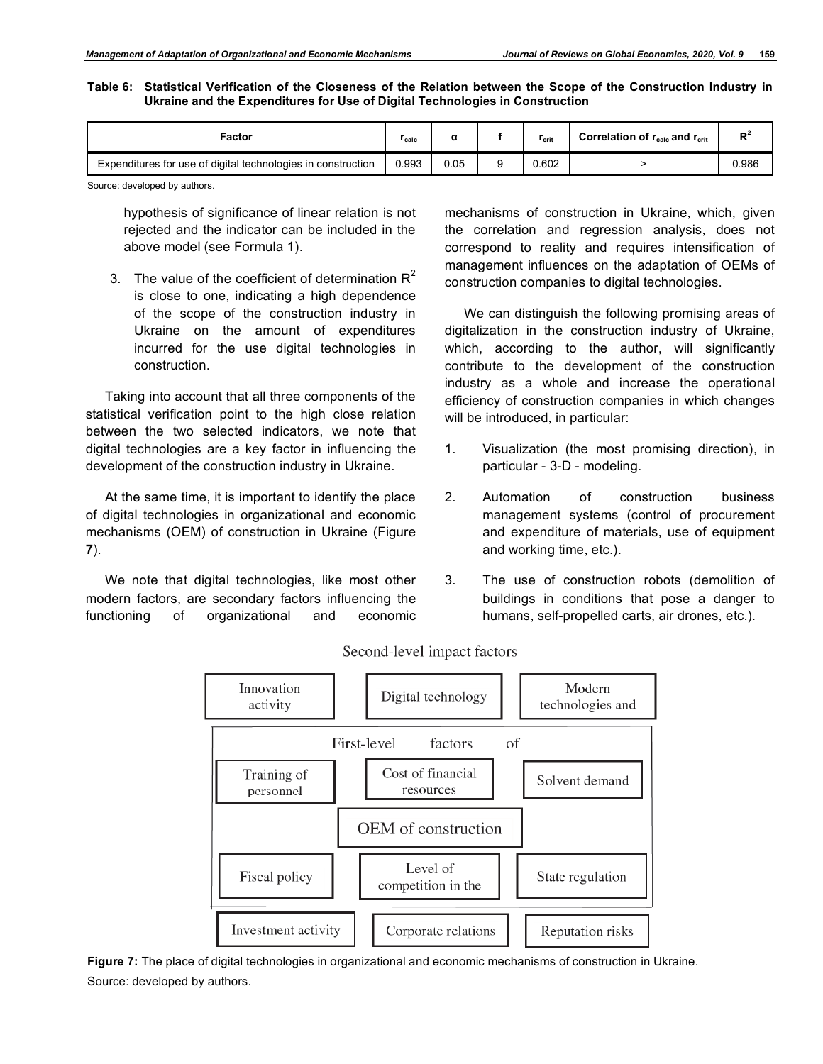**Table 6: Statistical Verification of the Closeness of the Relation between the Scope of the Construction Industry in Ukraine and the Expenditures for Use of Digital Technologies in Construction**

| Factor | $r_{calc}$ | α | f | $r_{crit}$ | Correlation of $r_{calc}$ and $r_{crit}$ | $R^2$ |
|---|---|---|---|---|---|---|
| Expenditures for use of digital technologies in construction | 0.993 | 0.05 | 9 | 0.602 | > | 0.986 |

Source: developed by authors.

hypothesis of significance of linear relation is not rejected and the indicator can be included in the above model (see Formula 1).

3. The value of the coefficient of determination $R^2$ is close to one, indicating a high dependence of the scope of the construction industry in Ukraine on the amount of expenditures incurred for the use digital technologies in construction.

Taking into account that all three components of the statistical verification point to the high close relation between the two selected indicators, we note that digital technologies are a key factor in influencing the development of the construction industry in Ukraine.

At the same time, it is important to identify the place of digital technologies in organizational and economic mechanisms (OEM) of construction in Ukraine (Figure **7**).

We note that digital technologies, like most other modern factors, are secondary factors influencing the functioning of organizational and economic mechanisms of construction in Ukraine, which, given the correlation and regression analysis, does not correspond to reality and requires intensification of management influences on the adaptation of OEMs of construction companies to digital technologies.

We can distinguish the following promising areas of digitalization in the construction industry of Ukraine, which, according to the author, will significantly contribute to the development of the construction industry as a whole and increase the operational efficiency of construction companies in which changes will be introduced, in particular:

1. Visualization (the most promising direction), in particular - 3-D - modeling.
2. Automation of construction business management systems (control of procurement and expenditure of materials, use of equipment and working time, etc.).
3. The use of construction robots (demolition of buildings in conditions that pose a danger to humans, self-propelled carts, air drones, etc.).

Second-level impact factors

Innovation activity | Digital technology | Modern technologies and

First-level factors of

Training of personnel | Cost of financial resources | Solvent demand

OEM of construction

Fiscal policy | Level of competition in the | State regulation

Investment activity | Corporate relations | Reputation risks

**Figure 7:** The place of digital technologies in organizational and economic mechanisms of construction in Ukraine.

Source: developed by authors.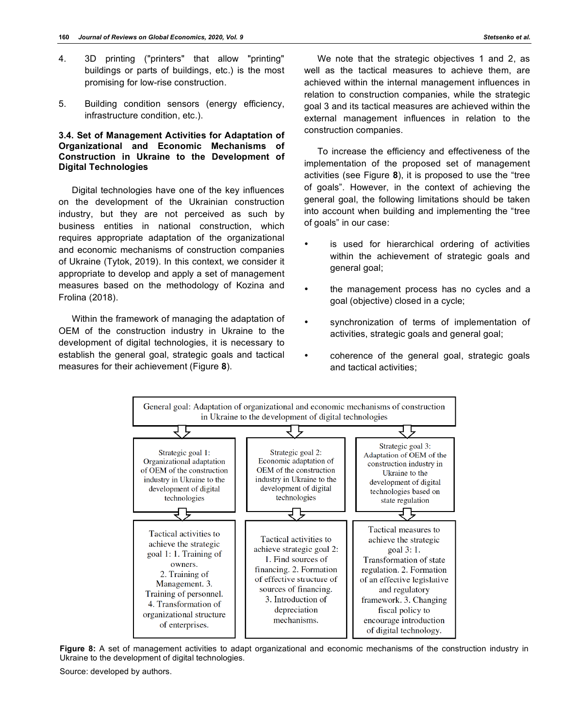4. 3D printing ("printers" that allow "printing" buildings or parts of buildings, etc.) is the most promising for low-rise construction.

5. Building condition sensors (energy efficiency, infrastructure condition, etc.).

### 3.4. Set of Management Activities for Adaptation of Organizational and Economic Mechanisms of Construction in Ukraine to the Development of Digital Technologies

Digital technologies have one of the key influences on the development of the Ukrainian construction industry, but they are not perceived as such by business entities in national construction, which requires appropriate adaptation of the organizational and economic mechanisms of construction companies of Ukraine (Tytok, 2019). In this context, we consider it appropriate to develop and apply a set of management measures based on the methodology of Kozina and Frolina (2018).

Within the framework of managing the adaptation of OEM of the construction industry in Ukraine to the development of digital technologies, it is necessary to establish the general goal, strategic goals and tactical measures for their achievement (Figure **8**).

We note that the strategic objectives 1 and 2, as well as the tactical measures to achieve them, are achieved within the internal management influences in relation to construction companies, while the strategic goal 3 and its tactical measures are achieved within the external management influences in relation to the construction companies.

To increase the efficiency and effectiveness of the implementation of the proposed set of management activities (see Figure **8**), it is proposed to use the “tree of goals”. However, in the context of achieving the general goal, the following limitations should be taken into account when building and implementing the “tree of goals” in our case:

- is used for hierarchical ordering of activities within the achievement of strategic goals and general goal;
- the management process has no cycles and a goal (objective) closed in a cycle;
- synchronization of terms of implementation of activities, strategic goals and general goal;
- coherence of the general goal, strategic goals and tactical activities;

General goal: Adaptation of organizational and economic mechanisms of construction in Ukraine to the development of digital technologies

| Strategic goal 1: Organizational adaptation of OEM of the construction industry in Ukraine to the development of digital technologies | Strategic goal 2: Economic adaptation of OEM of the construction industry in Ukraine to the development of digital technologies | Strategic goal 3: Adaptation of OEM of the construction industry in Ukraine to the development of digital technologies based on state regulation |
| --- | --- | --- |
| Tactical activities to achieve the strategic goal 1: 1. Training of owners. 2. Training of Management. 3. Training of personnel. 4. Transformation of organizational structure of enterprises. | Tactical activities to achieve strategic goal 2: 1. Find sources of financing. 2. Formation of effective structure of sources of financing. 3. Introduction of depreciation mechanisms. | Tactical measures to achieve the strategic goal 3: 1. Transformation of state regulation. 2. Formation of an effective legislative and regulatory framework. 3. Changing fiscal policy to encourage introduction of digital technology. |

**Figure 8:** A set of management activities to adapt organizational and economic mechanisms of the construction industry in Ukraine to the development of digital technologies.

Source: developed by authors.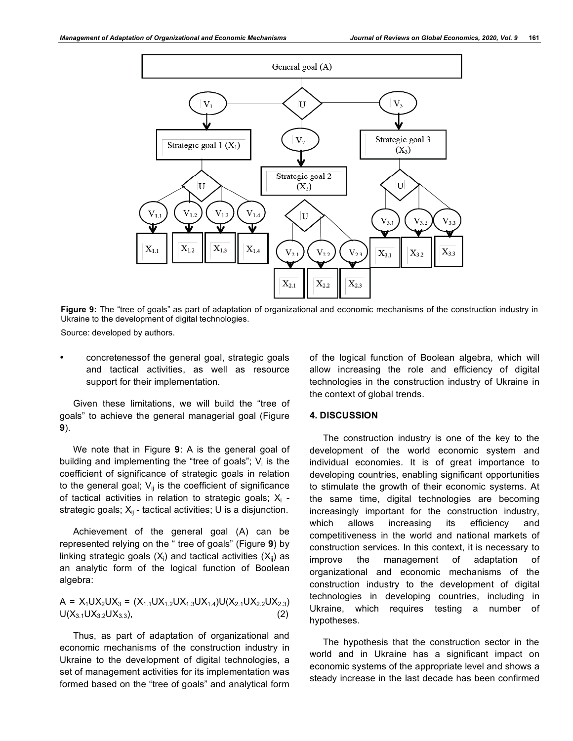Figure 9: The "tree of goals" as part of adaptation of organizational and economic mechanisms of the construction industry in Ukraine to the development of digital technologies.

Source: developed by authors.

- concretenessof the general goal, strategic goals and tactical activities, as well as resource support for their implementation.

Given these limitations, we will build the "tree of goals" to achieve the general managerial goal (Figure **9**).

We note that in Figure **9**: A is the general goal of building and implementing the "tree of goals"; $V_i$ is the coefficient of significance of strategic goals in relation to the general goal; $V_{ij}$ is the coefficient of significance of tactical activities in relation to strategic goals; $X_i$ - strategic goals; $X_{ij}$ - tactical activities; U is a disjunction.

Achievement of the general goal (A) can be represented relying on the " tree of goals" (Figure **9**) by linking strategic goals ($X_i$) and tactical activities ($X_{ij}$) as an analytic form of the logical function of Boolean algebra:

$$A = X_1 U X_2 U X_3 = (X_{1.1} U X_{1.2} U X_{1.3} U X_{1.4}) U (X_{2.1} U X_{2.2} U X_{2.3}) U (X_{3.1} U X_{3.2} U X_{3.3}), \quad (2)$$

Thus, as part of adaptation of organizational and economic mechanisms of the construction industry in Ukraine to the development of digital technologies, a set of management activities for its implementation was formed based on the "tree of goals" and analytical form of the logical function of Boolean algebra, which will allow increasing the role and efficiency of digital technologies in the construction industry of Ukraine in the context of global trends.

## 4. DISCUSSION

The construction industry is one of the key to the development of the world economic system and individual economies. It is of great importance to developing countries, enabling significant opportunities to stimulate the growth of their economic systems. At the same time, digital technologies are becoming increasingly important for the construction industry, which allows increasing its efficiency and competitiveness in the world and national markets of construction services. In this context, it is necessary to improve the management of adaptation of organizational and economic mechanisms of the construction industry to the development of digital technologies in developing countries, including in Ukraine, which requires testing a number of hypotheses.

The hypothesis that the construction sector in the world and in Ukraine has a significant impact on economic systems of the appropriate level and shows a steady increase in the last decade has been confirmed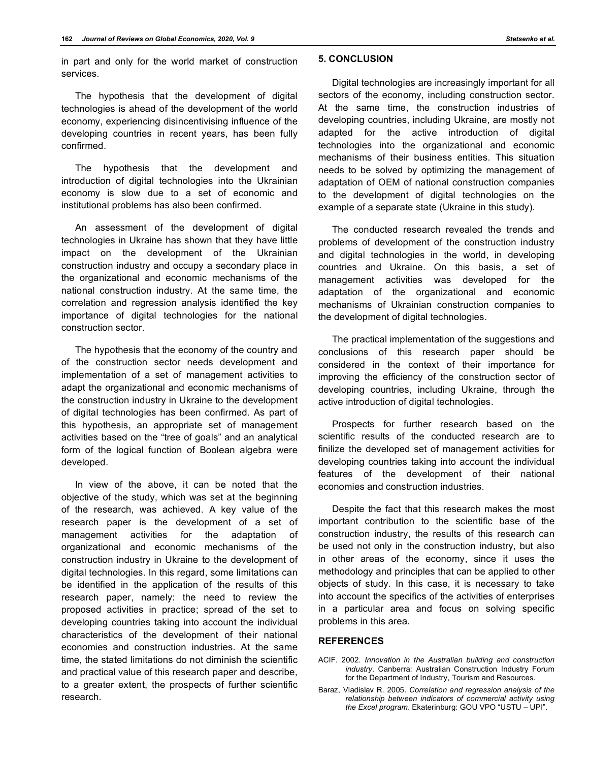in part and only for the world market of construction services.

The hypothesis that the development of digital technologies is ahead of the development of the world economy, experiencing disincentivising influence of the developing countries in recent years, has been fully confirmed.

The hypothesis that the development and introduction of digital technologies into the Ukrainian economy is slow due to a set of economic and institutional problems has also been confirmed.

An assessment of the development of digital technologies in Ukraine has shown that they have little impact on the development of the Ukrainian construction industry and occupy a secondary place in the organizational and economic mechanisms of the national construction industry. At the same time, the correlation and regression analysis identified the key importance of digital technologies for the national construction sector.

The hypothesis that the economy of the country and of the construction sector needs development and implementation of a set of management activities to adapt the organizational and economic mechanisms of the construction industry in Ukraine to the development of digital technologies has been confirmed. As part of this hypothesis, an appropriate set of management activities based on the "tree of goals" and an analytical form of the logical function of Boolean algebra were developed.

In view of the above, it can be noted that the objective of the study, which was set at the beginning of the research, was achieved. A key value of the research paper is the development of a set of management activities for the adaptation of organizational and economic mechanisms of the construction industry in Ukraine to the development of digital technologies. In this regard, some limitations can be identified in the application of the results of this research paper, namely: the need to review the proposed activities in practice; spread of the set to developing countries taking into account the individual characteristics of the development of their national economies and construction industries. At the same time, the stated limitations do not diminish the scientific and practical value of this research paper and describe, to a greater extent, the prospects of further scientific research.

## 5. CONCLUSION

Digital technologies are increasingly important for all sectors of the economy, including construction sector. At the same time, the construction industries of developing countries, including Ukraine, are mostly not adapted for the active introduction of digital technologies into the organizational and economic mechanisms of their business entities. This situation needs to be solved by optimizing the management of adaptation of OEM of national construction companies to the development of digital technologies on the example of a separate state (Ukraine in this study).

The conducted research revealed the trends and problems of development of the construction industry and digital technologies in the world, in developing countries and Ukraine. On this basis, a set of management activities was developed for the adaptation of the organizational and economic mechanisms of Ukrainian construction companies to the development of digital technologies.

The practical implementation of the suggestions and conclusions of this research paper should be considered in the context of their importance for improving the efficiency of the construction sector of developing countries, including Ukraine, through the active introduction of digital technologies.

Prospects for further research based on the scientific results of the conducted research are to finilize the developed set of management activities for developing countries taking into account the individual features of the development of their national economies and construction industries.

Despite the fact that this research makes the most important contribution to the scientific base of the construction industry, the results of this research can be used not only in the construction industry, but also in other areas of the economy, since it uses the methodology and principles that can be applied to other objects of study. In this case, it is necessary to take into account the specifics of the activities of enterprises in a particular area and focus on solving specific problems in this area.

## REFERENCES

ACIF. 2002. *Innovation in the Australian building and construction industry*. Canberra: Australian Construction Industry Forum for the Department of Industry, Tourism and Resources.

Baraz, Vladislav R. 2005. *Correlation and regression analysis of the relationship between indicators of commercial activity using the Excel program*. Ekaterinburg: GOU VPO "USTU – UPI".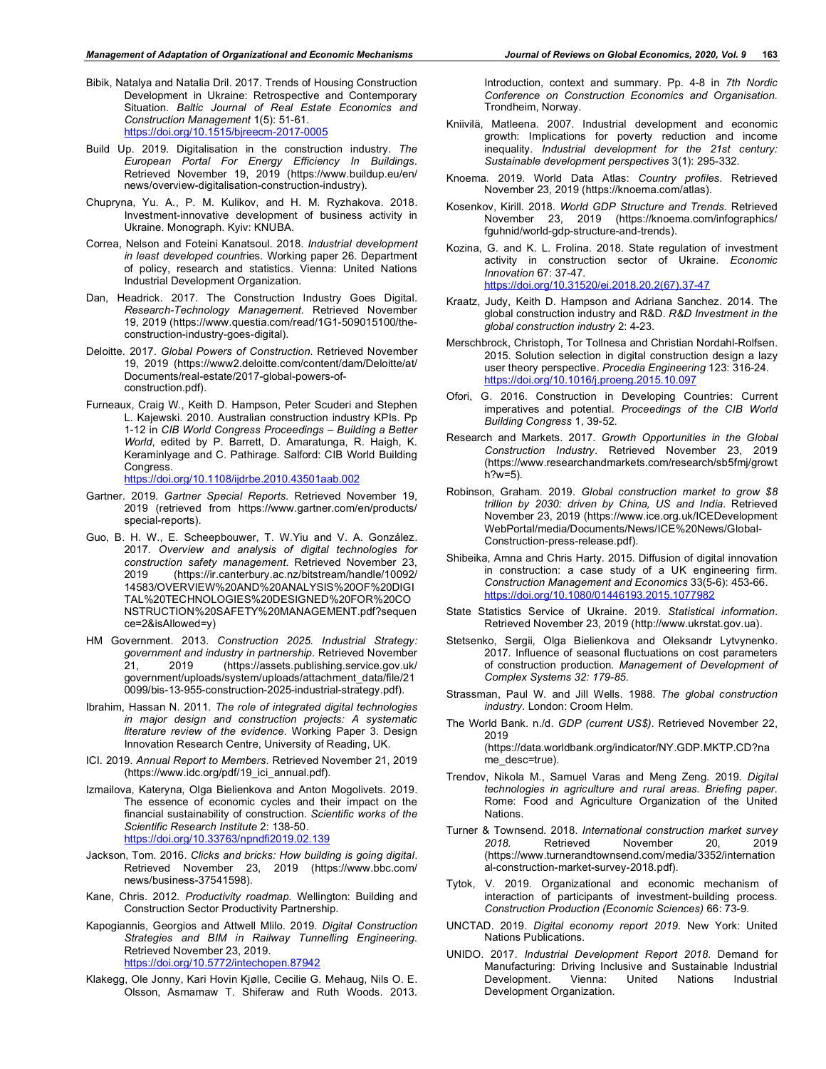Bibik, Natalya and Natalia Dril. 2017. Trends of Housing Construction Development in Ukraine: Retrospective and Contemporary Situation. *Baltic Journal of Real Estate Economics and Construction Management* 1(5): 51-61. https://doi.org/10.1515/bjreecm-2017-0005

Build Up. 2019. Digitalisation in the construction industry. *The European Portal For Energy Efficiency In Buildings*. Retrieved November 19, 2019 (https://www.buildup.eu/en/news/overview-digitalisation-construction-industry).

Chupryna, Yu. A., P. M. Kulikov, and H. M. Ryzhakova. 2018. Investment-innovative development of business activity in Ukraine. Monograph. Kyiv: KNUBA.

Correa, Nelson and Foteini Kanatsoul. 2018. *Industrial development in least developed count*ries. Working paper 26. Department of policy, research and statistics. Vienna: United Nations Industrial Development Organization.

Dan, Headrick. 2017. The Construction Industry Goes Digital. *Research-Technology Management*. Retrieved November 19, 2019 (https://www.questia.com/read/1G1-509015100/the-construction-industry-goes-digital).

Deloitte. 2017. *Global Powers of Construction*. Retrieved November 19, 2019 (https://www2.deloitte.com/content/dam/Deloitte/at/Documents/real-estate/2017-global-powers-of-construction.pdf).

Furneaux, Craig W., Keith D. Hampson, Peter Scuderi and Stephen L. Kajewski. 2010. Australian construction industry KPIs. Pp 1-12 in *CIB World Congress Proceedings – Building a Better World*, edited by P. Barrett, D. Amaratunga, R. Haigh, K. Keraminlyage and C. Pathirage. Salford: CIB World Building Congress. https://doi.org/10.1108/ijdrbe.2010.43501aab.002

Gartner. 2019. *Gartner Special Reports*. Retrieved November 19, 2019 (retrieved from https://www.gartner.com/en/products/special-reports).

Guo, B. H. W., E. Scheepbouwer, T. W.Yiu and V. A. González. 2017. *Overview and analysis of digital technologies for construction safety management*. Retrieved November 23, 2019 (https://ir.canterbury.ac.nz/bitstream/handle/10092/14583/OVERVIEW%20AND%20ANALYSIS%20OF%20DIGITAL%20TECHNOLOGIES%20DESIGNED%20FOR%20CONSTRUCTION%20SAFETY%20MANAGEMENT.pdf?sequence=2&isAllowed=y)

HM Government. 2013. *Construction 2025. Industrial Strategy: government and industry in partnership*. Retrieved November 21, 2019 (https://assets.publishing.service.gov.uk/government/uploads/system/uploads/attachment_data/file/210099/bis-13-955-construction-2025-industrial-strategy.pdf).

Ibrahim, Hassan N. 2011. *The role of integrated digital technologies in major design and construction projects: A systematic literature review of the evidence*. Working Paper 3. Design Innovation Research Centre, University of Reading, UK.

ICI. 2019. *Annual Report to Members*. Retrieved November 21, 2019 (https://www.idc.org/pdf/19_ici_annual.pdf).

Izmailova, Kateryna, Olga Bielienkova and Anton Mogolivets. 2019. The essence of economic cycles and their impact on the financial sustainability of construction. *Scientific works of the Scientific Research Institute* 2: 138-50. https://doi.org/10.33763/npndfi2019.02.139

Jackson, Tom. 2016. *Clicks and bricks: How building is going digital*. Retrieved November 23, 2019 (https://www.bbc.com/news/business-37541598).

Kane, Chris. 2012. *Productivity roadmap*. Wellington: Building and Construction Sector Productivity Partnership.

Kapogiannis, Georgios and Attwell Mlilo. 2019. *Digital Construction Strategies and BIM in Railway Tunnelling Engineering*. Retrieved November 23, 2019. https://doi.org/10.5772/intechopen.87942

Klakegg, Ole Jonny, Kari Hovin Kjølle, Cecilie G. Mehaug, Nils O. E. Olsson, Asmamaw T. Shiferaw and Ruth Woods. 2013. Introduction, context and summary. Pp. 4-8 in *7th Nordic Conference on Construction Economics and Organisation*. Trondheim, Norway.

Kniivilä, Matleena. 2007. Industrial development and economic growth: Implications for poverty reduction and income inequality. *Industrial development for the 21st century: Sustainable development perspectives* 3(1): 295-332.

Knoema. 2019. World Data Atlas: *Country profiles*. Retrieved November 23, 2019 (https://knoema.com/atlas).

Kosenkov, Kirill. 2018. *World GDP Structure and Trends*. Retrieved November 23, 2019 (https://knoema.com/infographics/fguhnid/world-gdp-structure-and-trends).

Kozina, G. and K. L. Frolina. 2018. State regulation of investment activity in construction sector of Ukraine. *Economic Innovation* 67: 37-47. https://doi.org/10.31520/ei.2018.20.2(67).37-47

Kraatz, Judy, Keith D. Hampson and Adriana Sanchez. 2014. The global construction industry and R&D. *R&D Investment in the global construction industry* 2: 4-23.

Merschbrock, Christoph, Tor Tollnesa and Christian Nordahl-Rolfsen. 2015. Solution selection in digital construction design a lazy user theory perspective. *Procedia Engineering* 123: 316-24. https://doi.org/10.1016/j.proeng.2015.10.097

Ofori, G. 2016. Construction in Developing Countries: Current imperatives and potential. *Proceedings of the CIB World Building Congress* 1, 39-52.

Research and Markets. 2017. *Growth Opportunities in the Global Construction Industry*. Retrieved November 23, 2019 (https://www.researchandmarkets.com/research/sb5fmj/growth?w=5).

Robinson, Graham. 2019. *Global construction market to grow $8 trillion by 2030: driven by China, US and India*. Retrieved November 23, 2019 (https://www.ice.org.uk/ICEDevelopmentWebPortal/media/Documents/News/ICE%20News/Global-Construction-press-release.pdf).

Shibeika, Amna and Chris Harty. 2015. Diffusion of digital innovation in construction: a case study of a UK engineering firm. *Construction Management and Economics* 33(5-6): 453-66. https://doi.org/10.1080/01446193.2015.1077982

State Statistics Service of Ukraine. 2019. *Statistical information*. Retrieved November 23, 2019 (http://www.ukrstat.gov.ua).

Stetsenko, Sergii, Olga Bielienkova and Oleksandr Lytvynenko. 2017. Influence of seasonal fluctuations on cost parameters of construction production. *Management of Development of Complex Systems 32: 179-85.*

Strassman, Paul W. and Jill Wells. 1988. *The global construction industry*. London: Croom Helm.

The World Bank. n./d. *GDP (current US$)*. Retrieved November 22, 2019 (https://data.worldbank.org/indicator/NY.GDP.MKTP.CD?name_desc=true).

Trendov, Nikola M., Samuel Varas and Meng Zeng. 2019. *Digital technologies in agriculture and rural areas. Briefing paper*. Rome: Food and Agriculture Organization of the United Nations.

Turner & Townsend. 2018. *International construction market survey 2018.* Retrieved November 20, 2019 (https://www.turnerandtownsend.com/media/3352/international-construction-market-survey-2018.pdf).

Tytok, V. 2019. Organizational and economic mechanism of interaction of participants of investment-building process. *Construction Production (Economic Sciences)* 66: 73-9.

UNCTAD. 2019. *Digital economy report 2019*. New York: United Nations Publications.

UNIDO. 2017. *Industrial Development Report 2018*. Demand for Manufacturing: Driving Inclusive and Sustainable Industrial Development. Vienna: United Nations Industrial Development Organization.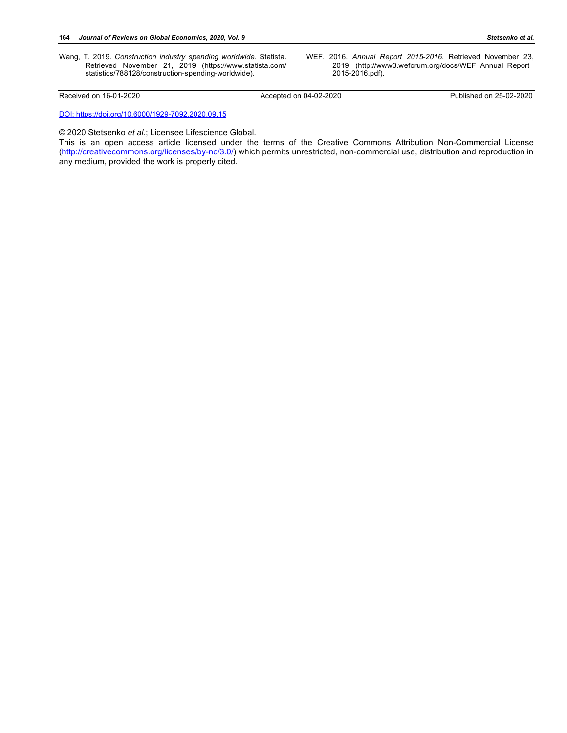Wang, T. 2019. *Construction industry spending worldwide*. Statista. Retrieved November 21, 2019 (https://www.statista.com/statistics/788128/construction-spending-worldwide).

WEF. 2016. *Annual Report 2015-2016*. Retrieved November 23, 2019 (http://www3.weforum.org/docs/WEF_Annual_Report_2015-2016.pdf).

Received on 16-01-2020 Accepted on 04-02-2020 Published on 25-02-2020

DOI: https://doi.org/10.6000/1929-7092.2020.09.15

© 2020 Stetsenko *et al*.; Licensee Lifescience Global.

This is an open access article licensed under the terms of the Creative Commons Attribution Non-Commercial License (http://creativecommons.org/licenses/by-nc/3.0/) which permits unrestricted, non-commercial use, distribution and reproduction in any medium, provided the work is properly cited.